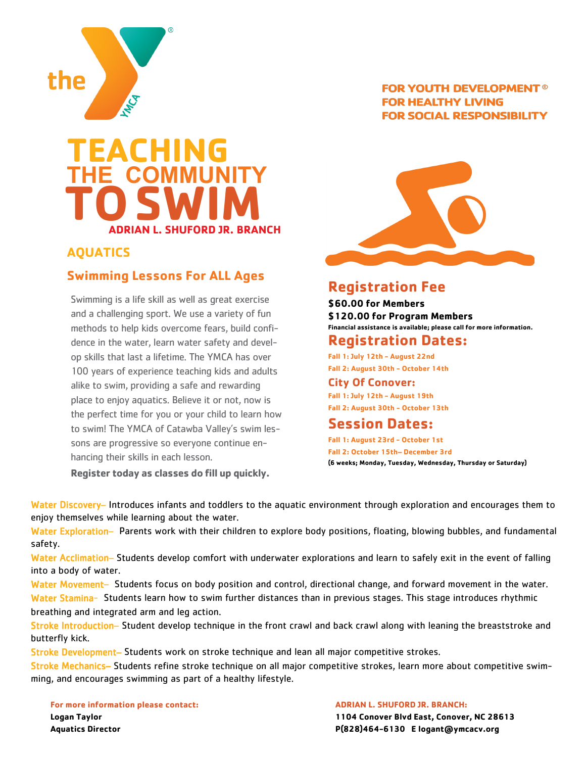# TEACHING THE COMMUNITY TO SWIM

**ADRIAN L. SHUFORD JR. BRANCH**

FOR YOUTH DEVELOPMENT®
FOR HEALTHY LIVING
FOR SOCIAL RESPONSIBILITY

## AQUATICS

### Swimming Lessons For ALL Ages

Swimming is a life skill as well as great exercise and a challenging sport. We use a variety of fun methods to help kids overcome fears, build confidence in the water, learn water safety and develop skills that last a lifetime. The YMCA has over 100 years of experience teaching kids and adults alike to swim, providing a safe and rewarding place to enjoy aquatics. Believe it or not, now is the perfect time for you or your child to learn how to swim! The YMCA of Catawba Valley's swim lessons are progressive so everyone continue enhancing their skills in each lesson.

**Register today as classes do fill up quickly.**

## Registration Fee

**$60.00 for Members**
**$120.00 for Program Members**
**Financial assistance is available; please call for more information.**

## Registration Dates:

Fall 1: July 12th - August 22nd
Fall 2: August 30th - October 14th

### City Of Conover:

Fall 1: July 12th - August 19th
Fall 2: August 30th - October 13th

## Session Dates:

Fall 1: August 23rd - October 1st
Fall 2: October 15th– December 3rd
(6 weeks; Monday, Tuesday, Wednesday, Thursday or Saturday)

Water Discovery– Introduces infants and toddlers to the aquatic environment through exploration and encourages them to enjoy themselves while learning about the water.

Water Exploration– Parents work with their children to explore body positions, floating, blowing bubbles, and fundamental safety.

Water Acclimation– Students develop comfort with underwater explorations and learn to safely exit in the event of falling into a body of water.

Water Movement– Students focus on body position and control, directional change, and forward movement in the water.

Water Stamina- Students learn how to swim further distances than in previous stages. This stage introduces rhythmic breathing and integrated arm and leg action.

Stroke Introduction– Student develop technique in the front crawl and back crawl along with leaning the breaststroke and butterfly kick.

Stroke Development– Students work on stroke technique and lean all major competitive strokes.

Stroke Mechanics– Students refine stroke technique on all major competitive strokes, learn more about competitive swimming, and encourages swimming as part of a healthy lifestyle.

**For more information please contact:**
**Logan Taylor**
**Aquatics Director**

**ADRIAN L. SHUFORD JR. BRANCH:**
**1104 Conover Blvd East, Conover, NC 28613**
**P(828)464-6130 E logant@ymcacv.org**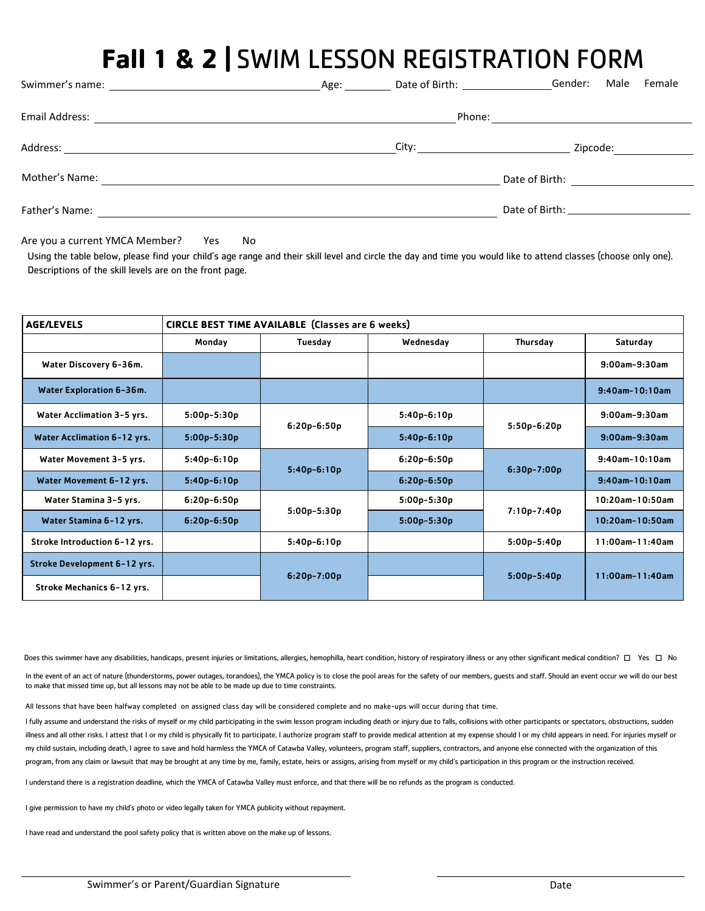# Fall 1 & 2 | SWIM LESSON REGISTRATION FORM

Swimmer's name: ______________________ Age: ________ Date of Birth: ______________ Gender: Male Female

Email Address: ______________________________________ Phone: ______________________

Address: ______________________________________ City: ____________________ Zipcode: __________

Mother's Name: ______________________________________ Date of Birth: ______________

Father's Name: ______________________________________ Date of Birth: ______________

Are you a current YMCA Member? Yes No

Using the table below, please find your child's age range and their skill level and circle the day and time you would like to attend classes (choose only one). Descriptions of the skill levels are on the front page.

| AGE/LEVELS | CIRCLE BEST TIME AVAILABLE (Classes are 6 weeks) | | | | |
|---|---|---|---|---|---|
| | Monday | Tuesday | Wednesday | Thursday | Saturday |
| Water Discovery 6-36m. | | | | | 9:00am-9:30am |
| Water Exploration 6-36m. | | | | | 9:40am-10:10am |
| Water Acclimation 3-5 yrs. | 5:00p-5:30p | 6:20p-6:50p | 5:40p-6:10p | 5:50p-6:20p | 9:00am-9:30am |
| Water Acclimation 6-12 yrs. | 5:00p-5:30p | | 5:40p-6:10p | | 9:00am-9:30am |
| Water Movement 3-5 yrs. | 5:40p-6:10p | 5:40p-6:10p | 6:20p-6:50p | 6:30p-7:00p | 9:40am-10:10am |
| Water Movement 6-12 yrs. | 5:40p-6:10p | | 6:20p-6:50p | | 9:40am-10:10am |
| Water Stamina 3-5 yrs. | 6:20p-6:50p | 5:00p-5:30p | 5:00p-5:30p | 7:10p-7:40p | 10:20am-10:50am |
| Water Stamina 6-12 yrs. | 6:20p-6:50p | | 5:00p-5:30p | | 10:20am-10:50am |
| Stroke Introduction 6-12 yrs. | | 5:40p-6:10p | | 5:00p-5:40p | 11:00am-11:40am |
| Stroke Development 6-12 yrs. | | 6:20p-7:00p | | 5:00p-5:40p | 11:00am-11:40am |
| Stroke Mechanics 6-12 yrs. | | | | | |

Does this swimmer have any disabilities, handicaps, present injuries or limitations, allergies, hemophilla, heart condition, history of respiratory illness or any other significant medical condition? ☐ Yes ☐ No

In the event of an act of nature (thunderstorms, power outages, torandoes), the YMCA policy is to close the pool areas for the safety of our members, guests and staff. Should an event occur we will do our best to make that missed time up, but all lessons may not be able to be made up due to time constraints.

All lessons that have been halfway completed on assigned class day will be considered complete and no make-ups will occur during that time.

I fully assume and understand the risks of myself or my child participating in the swim lesson program including death or injury due to falls, collisions with other participants or spectators, obstructions, sudden illness and all other risks. I attest that I or my child is physically fit to participate. I authorize program staff to provide medical attention at my expense should I or my child appears in need. For injuries myself or my child sustain, including death, I agree to save and hold harmless the YMCA of Catawba Valley, volunteers, program staff, suppliers, contractors, and anyone else connected with the organization of this program, from any claim or lawsuit that may be brought at any time by me, family, estate, heirs or assigns, arising from myself or my child's participation in this program or the instruction received.

I understand there is a registration deadline, which the YMCA of Catawba Valley must enforce, and that there will be no refunds as the program is conducted.

I give permission to have my child's photo or video legally taken for YMCA publicity without repayment.

I have read and understand the pool safety policy that is written above on the make up of lessons.

______________________________________ ______________________

Swimmer's or Parent/Guardian Signature Date